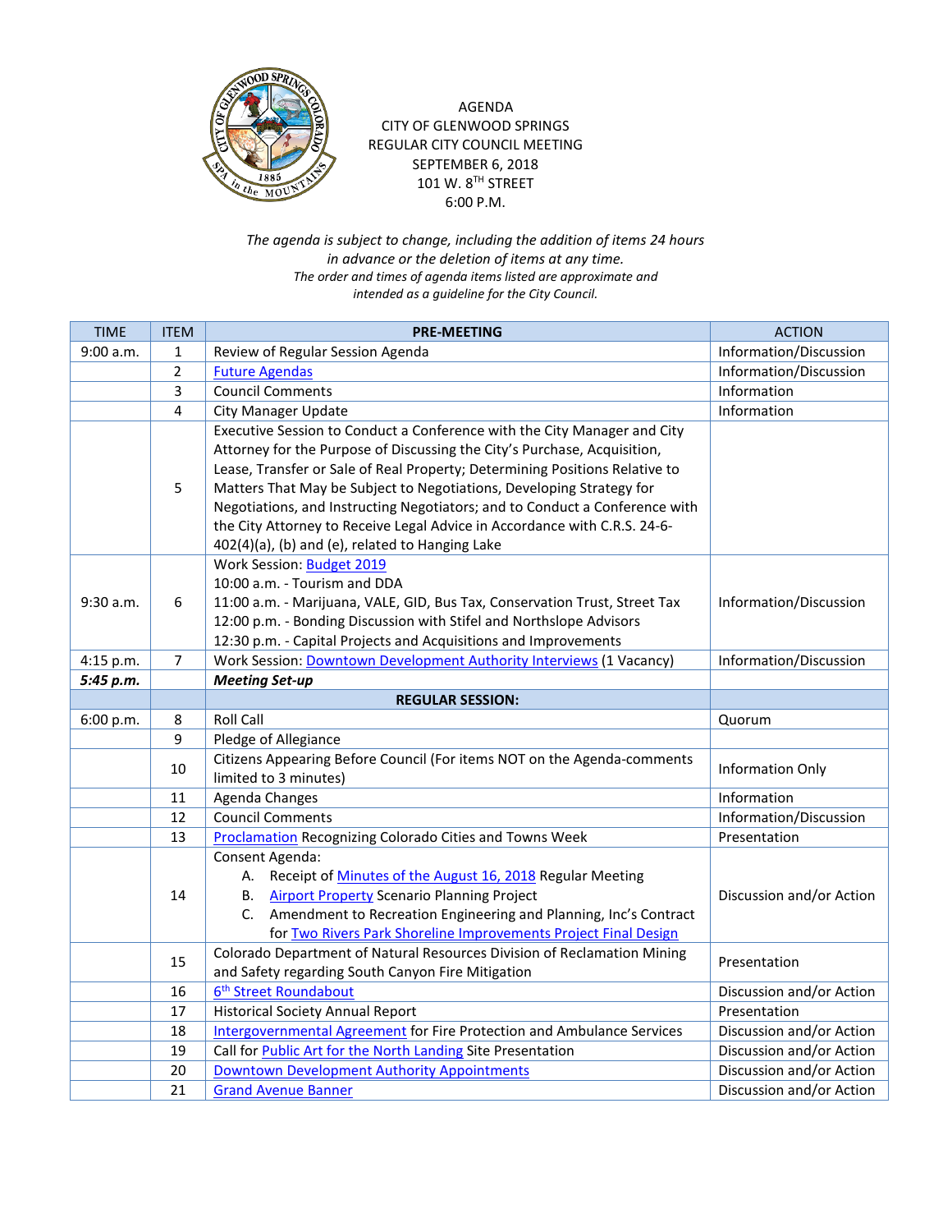AGENDA
CITY OF GLENWOOD SPRINGS
REGULAR CITY COUNCIL MEETING
SEPTEMBER 6, 2018
101 W. 8TH STREET
6:00 P.M.

*The agenda is subject to change, including the addition of items 24 hours in advance or the deletion of items at any time.*
*The order and times of agenda items listed are approximate and intended as a guideline for the City Council.*

| TIME | ITEM | PRE-MEETING | ACTION |
|---|---|---|---|
| 9:00 a.m. | 1 | Review of Regular Session Agenda | Information/Discussion |
| | 2 | Future Agendas | Information/Discussion |
| | 3 | Council Comments | Information |
| | 4 | City Manager Update | Information |
| | 5 | Executive Session to Conduct a Conference with the City Manager and City Attorney for the Purpose of Discussing the City's Purchase, Acquisition, Lease, Transfer or Sale of Real Property; Determining Positions Relative to Matters That May be Subject to Negotiations, Developing Strategy for Negotiations, and Instructing Negotiators; and to Conduct a Conference with the City Attorney to Receive Legal Advice in Accordance with C.R.S. 24-6-402(4)(a), (b) and (e), related to Hanging Lake | |
| 9:30 a.m. | 6 | Work Session: Budget 2019<br>10:00 a.m. - Tourism and DDA<br>11:00 a.m. - Marijuana, VALE, GID, Bus Tax, Conservation Trust, Street Tax<br>12:00 p.m. - Bonding Discussion with Stifel and Northslope Advisors<br>12:30 p.m. - Capital Projects and Acquisitions and Improvements | Information/Discussion |
| 4:15 p.m. | 7 | Work Session: Downtown Development Authority Interviews (1 Vacancy) | Information/Discussion |
| ***5:45 p.m.*** | | ***Meeting Set-up*** | |
| | | **REGULAR SESSION:** | |
| 6:00 p.m. | 8 | Roll Call | Quorum |
| | 9 | Pledge of Allegiance | |
| | 10 | Citizens Appearing Before Council (For items NOT on the Agenda-comments limited to 3 minutes) | Information Only |
| | 11 | Agenda Changes | Information |
| | 12 | Council Comments | Information/Discussion |
| | 13 | Proclamation Recognizing Colorado Cities and Towns Week | Presentation |
| | 14 | Consent Agenda:<br>A. Receipt of Minutes of the August 16, 2018 Regular Meeting<br>B. Airport Property Scenario Planning Project<br>C. Amendment to Recreation Engineering and Planning, Inc's Contract for Two Rivers Park Shoreline Improvements Project Final Design | Discussion and/or Action |
| | 15 | Colorado Department of Natural Resources Division of Reclamation Mining and Safety regarding South Canyon Fire Mitigation | Presentation |
| | 16 | 6th Street Roundabout | Discussion and/or Action |
| | 17 | Historical Society Annual Report | Presentation |
| | 18 | Intergovernmental Agreement for Fire Protection and Ambulance Services | Discussion and/or Action |
| | 19 | Call for Public Art for the North Landing Site Presentation | Discussion and/or Action |
| | 20 | Downtown Development Authority Appointments | Discussion and/or Action |
| | 21 | Grand Avenue Banner | Discussion and/or Action |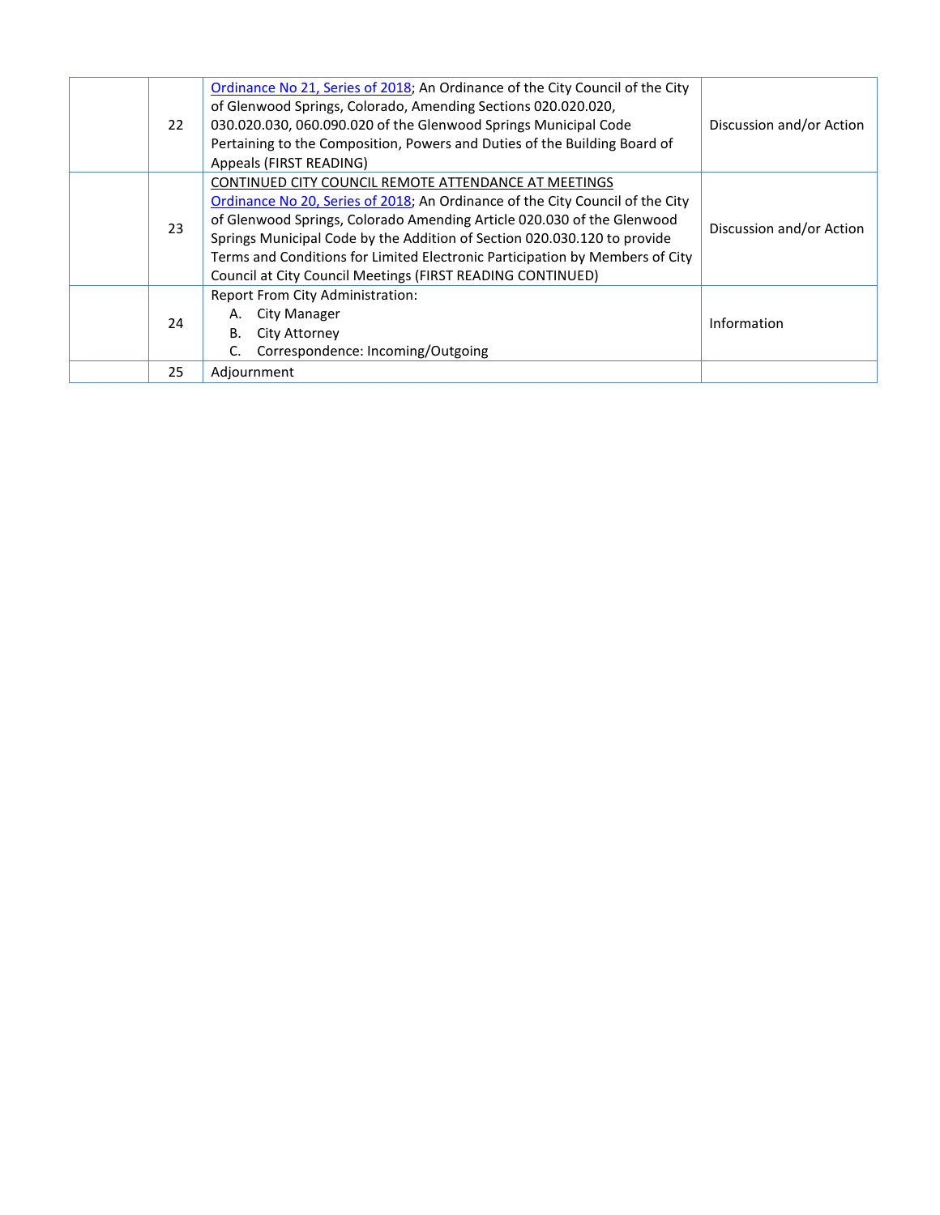| | | | |
|---|---|---|---|
| | 22 | Ordinance No 21, Series of 2018; An Ordinance of the City Council of the City of Glenwood Springs, Colorado, Amending Sections 020.020.020, 030.020.030, 060.090.020 of the Glenwood Springs Municipal Code Pertaining to the Composition, Powers and Duties of the Building Board of Appeals (FIRST READING) | Discussion and/or Action |
| | 23 | CONTINUED CITY COUNCIL REMOTE ATTENDANCE AT MEETINGS<br>Ordinance No 20, Series of 2018; An Ordinance of the City Council of the City of Glenwood Springs, Colorado Amending Article 020.030 of the Glenwood Springs Municipal Code by the Addition of Section 020.030.120 to provide Terms and Conditions for Limited Electronic Participation by Members of City Council at City Council Meetings (FIRST READING CONTINUED) | Discussion and/or Action |
| | 24 | Report From City Administration:<br>A. City Manager<br>B. City Attorney<br>C. Correspondence: Incoming/Outgoing | Information |
| | 25 | Adjournment | |